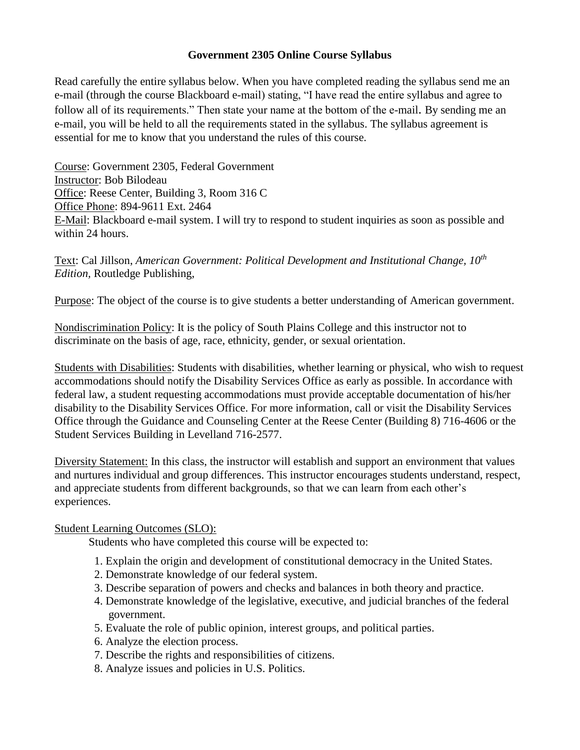# Government 2305 Online Course Syllabus

Read carefully the entire syllabus below. When you have completed reading the syllabus send me an e-mail (through the course Blackboard e-mail) stating, "I have read the entire syllabus and agree to follow all of its requirements." Then state your name at the bottom of the e-mail. By sending me an e-mail, you will be held to all the requirements stated in the syllabus. The syllabus agreement is essential for me to know that you understand the rules of this course.

Course: Government 2305, Federal Government
Instructor: Bob Bilodeau
Office: Reese Center, Building 3, Room 316 C
Office Phone: 894-9611 Ext. 2464
E-Mail: Blackboard e-mail system. I will try to respond to student inquiries as soon as possible and within 24 hours.

Text: Cal Jillson, *American Government: Political Development and Institutional Change, 10th Edition*, Routledge Publishing,

Purpose: The object of the course is to give students a better understanding of American government.

Nondiscrimination Policy: It is the policy of South Plains College and this instructor not to discriminate on the basis of age, race, ethnicity, gender, or sexual orientation.

Students with Disabilities: Students with disabilities, whether learning or physical, who wish to request accommodations should notify the Disability Services Office as early as possible. In accordance with federal law, a student requesting accommodations must provide acceptable documentation of his/her disability to the Disability Services Office. For more information, call or visit the Disability Services Office through the Guidance and Counseling Center at the Reese Center (Building 8) 716-4606 or the Student Services Building in Levelland 716-2577.

Diversity Statement: In this class, the instructor will establish and support an environment that values and nurtures individual and group differences. This instructor encourages students understand, respect, and appreciate students from different backgrounds, so that we can learn from each other's experiences.

Student Learning Outcomes (SLO):

Students who have completed this course will be expected to:

1. Explain the origin and development of constitutional democracy in the United States.
2. Demonstrate knowledge of our federal system.
3. Describe separation of powers and checks and balances in both theory and practice.
4. Demonstrate knowledge of the legislative, executive, and judicial branches of the federal government.
5. Evaluate the role of public opinion, interest groups, and political parties.
6. Analyze the election process.
7. Describe the rights and responsibilities of citizens.
8. Analyze issues and policies in U.S. Politics.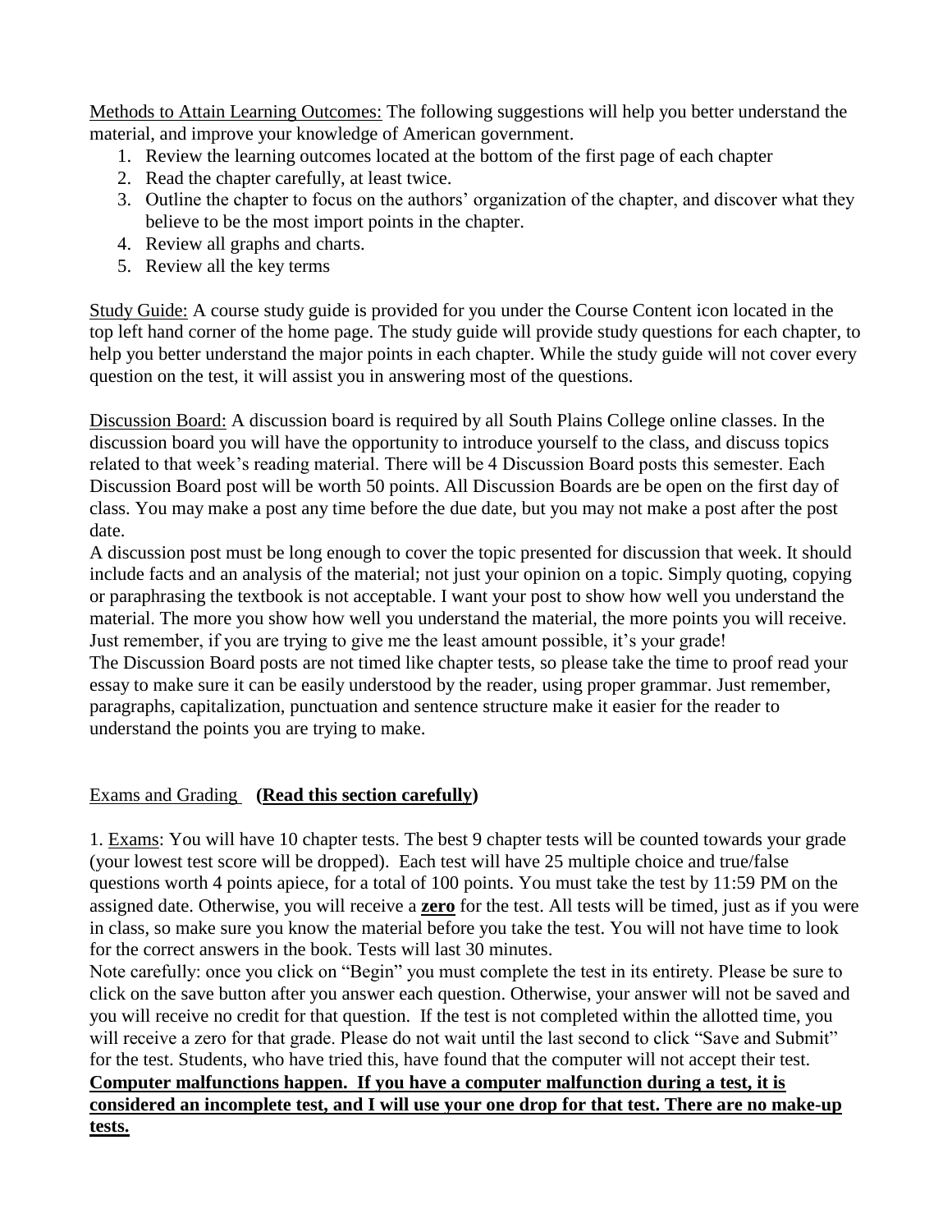Methods to Attain Learning Outcomes: The following suggestions will help you better understand the material, and improve your knowledge of American government.

1. Review the learning outcomes located at the bottom of the first page of each chapter
2. Read the chapter carefully, at least twice.
3. Outline the chapter to focus on the authors' organization of the chapter, and discover what they believe to be the most import points in the chapter.
4. Review all graphs and charts.
5. Review all the key terms

Study Guide: A course study guide is provided for you under the Course Content icon located in the top left hand corner of the home page. The study guide will provide study questions for each chapter, to help you better understand the major points in each chapter. While the study guide will not cover every question on the test, it will assist you in answering most of the questions.

Discussion Board: A discussion board is required by all South Plains College online classes. In the discussion board you will have the opportunity to introduce yourself to the class, and discuss topics related to that week's reading material. There will be 4 Discussion Board posts this semester. Each Discussion Board post will be worth 50 points. All Discussion Boards are be open on the first day of class. You may make a post any time before the due date, but you may not make a post after the post date.

A discussion post must be long enough to cover the topic presented for discussion that week. It should include facts and an analysis of the material; not just your opinion on a topic. Simply quoting, copying or paraphrasing the textbook is not acceptable. I want your post to show how well you understand the material. The more you show how well you understand the material, the more points you will receive. Just remember, if you are trying to give me the least amount possible, it's your grade!

The Discussion Board posts are not timed like chapter tests, so please take the time to proof read your essay to make sure it can be easily understood by the reader, using proper grammar. Just remember, paragraphs, capitalization, punctuation and sentence structure make it easier for the reader to understand the points you are trying to make.

## Exams and Grading **(Read this section carefully)**

1. Exams: You will have 10 chapter tests. The best 9 chapter tests will be counted towards your grade (your lowest test score will be dropped). Each test will have 25 multiple choice and true/false questions worth 4 points apiece, for a total of 100 points. You must take the test by 11:59 PM on the assigned date. Otherwise, you will receive a **zero** for the test. All tests will be timed, just as if you were in class, so make sure you know the material before you take the test. You will not have time to look for the correct answers in the book. Tests will last 30 minutes.

Note carefully: once you click on "Begin" you must complete the test in its entirety. Please be sure to click on the save button after you answer each question. Otherwise, your answer will not be saved and you will receive no credit for that question. If the test is not completed within the allotted time, you will receive a zero for that grade. Please do not wait until the last second to click "Save and Submit" for the test. Students, who have tried this, have found that the computer will not accept their test.

**Computer malfunctions happen. If you have a computer malfunction during a test, it is considered an incomplete test, and I will use your one drop for that test. There are no make-up tests.**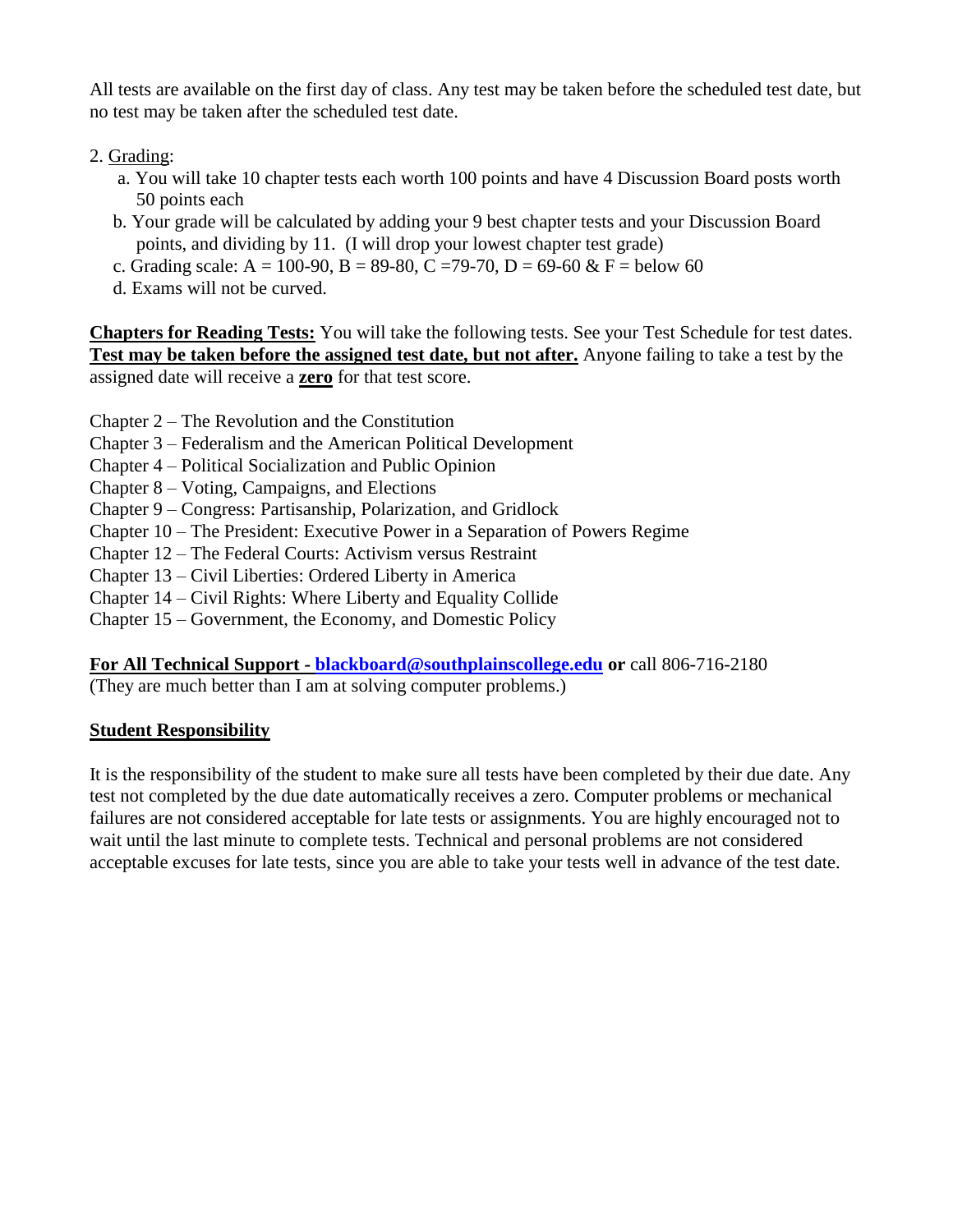All tests are available on the first day of class. Any test may be taken before the scheduled test date, but no test may be taken after the scheduled test date.

2. Grading:
   a. You will take 10 chapter tests each worth 100 points and have 4 Discussion Board posts worth 50 points each
   b. Your grade will be calculated by adding your 9 best chapter tests and your Discussion Board points, and dividing by 11. (I will drop your lowest chapter test grade)
   c. Grading scale: A = 100-90, B = 89-80, C =79-70, D = 69-60 & F = below 60
   d. Exams will not be curved.

**Chapters for Reading Tests:** You will take the following tests. See your Test Schedule for test dates. **Test may be taken before the assigned test date, but not after.** Anyone failing to take a test by the assigned date will receive a **zero** for that test score.

Chapter 2 – The Revolution and the Constitution
Chapter 3 – Federalism and the American Political Development
Chapter 4 – Political Socialization and Public Opinion
Chapter 8 – Voting, Campaigns, and Elections
Chapter 9 – Congress: Partisanship, Polarization, and Gridlock
Chapter 10 – The President: Executive Power in a Separation of Powers Regime
Chapter 12 – The Federal Courts: Activism versus Restraint
Chapter 13 – Civil Liberties: Ordered Liberty in America
Chapter 14 – Civil Rights: Where Liberty and Equality Collide
Chapter 15 – Government, the Economy, and Domestic Policy

**For All Technical Support - blackboard@southplainscollege.edu or** call 806-716-2180
(They are much better than I am at solving computer problems.)

**Student Responsibility**

It is the responsibility of the student to make sure all tests have been completed by their due date. Any test not completed by the due date automatically receives a zero. Computer problems or mechanical failures are not considered acceptable for late tests or assignments. You are highly encouraged not to wait until the last minute to complete tests. Technical and personal problems are not considered acceptable excuses for late tests, since you are able to take your tests well in advance of the test date.